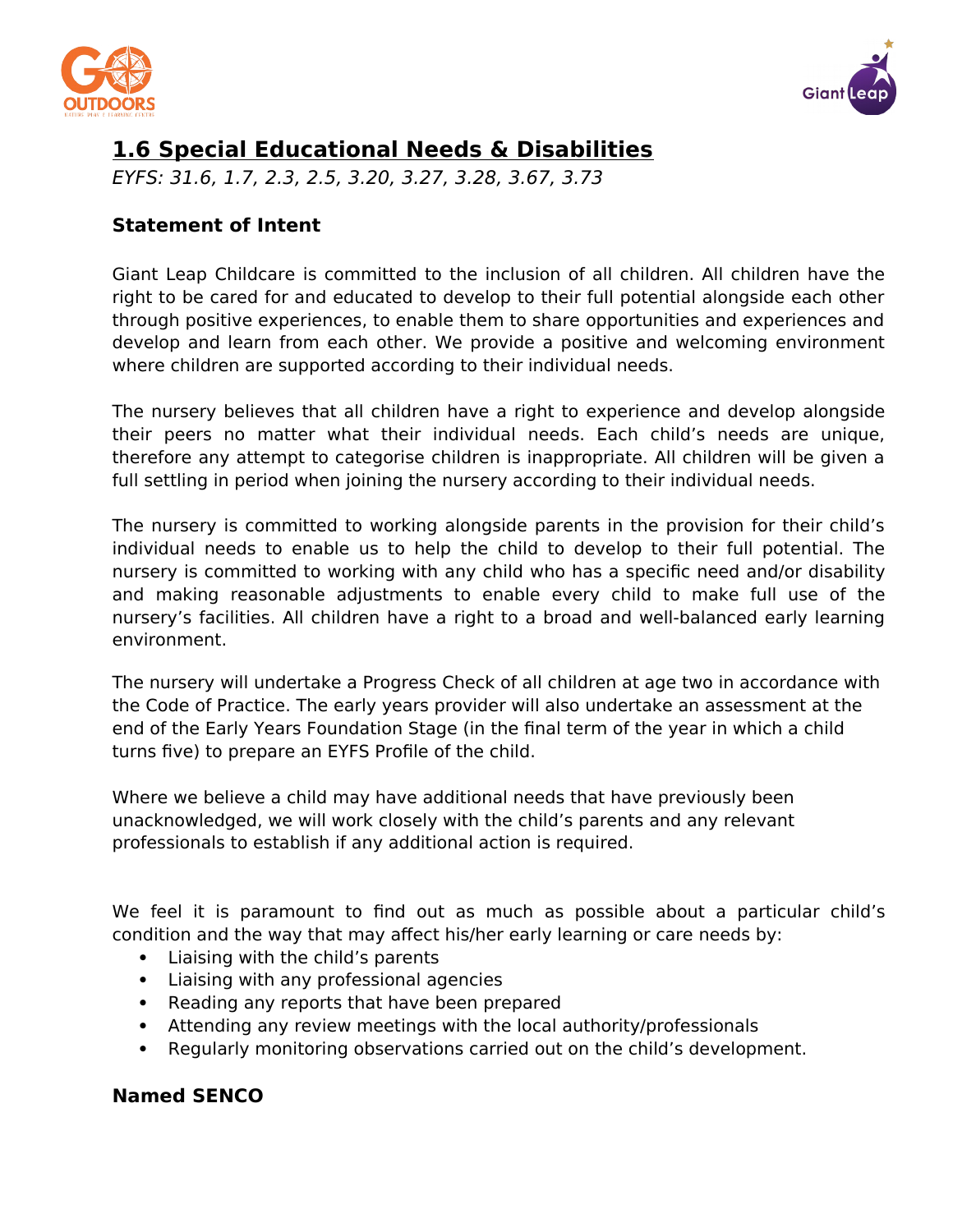# 1.6 Special Educational Needs & Disabilities

*EYFS: 31.6, 1.7, 2.3, 2.5, 3.20, 3.27, 3.28, 3.67, 3.73*

**Statement of Intent**

Giant Leap Childcare is committed to the inclusion of all children. All children have the right to be cared for and educated to develop to their full potential alongside each other through positive experiences, to enable them to share opportunities and experiences and develop and learn from each other. We provide a positive and welcoming environment where children are supported according to their individual needs.

The nursery believes that all children have a right to experience and develop alongside their peers no matter what their individual needs. Each child's needs are unique, therefore any attempt to categorise children is inappropriate. All children will be given a full settling in period when joining the nursery according to their individual needs.

The nursery is committed to working alongside parents in the provision for their child's individual needs to enable us to help the child to develop to their full potential. The nursery is committed to working with any child who has a specific need and/or disability and making reasonable adjustments to enable every child to make full use of the nursery's facilities. All children have a right to a broad and well-balanced early learning environment.

The nursery will undertake a Progress Check of all children at age two in accordance with the Code of Practice. The early years provider will also undertake an assessment at the end of the Early Years Foundation Stage (in the final term of the year in which a child turns five) to prepare an EYFS Profile of the child.

Where we believe a child may have additional needs that have previously been unacknowledged, we will work closely with the child's parents and any relevant professionals to establish if any additional action is required.

We feel it is paramount to find out as much as possible about a particular child's condition and the way that may affect his/her early learning or care needs by:

- Liaising with the child's parents
- Liaising with any professional agencies
- Reading any reports that have been prepared
- Attending any review meetings with the local authority/professionals
- Regularly monitoring observations carried out on the child's development.

**Named SENCO**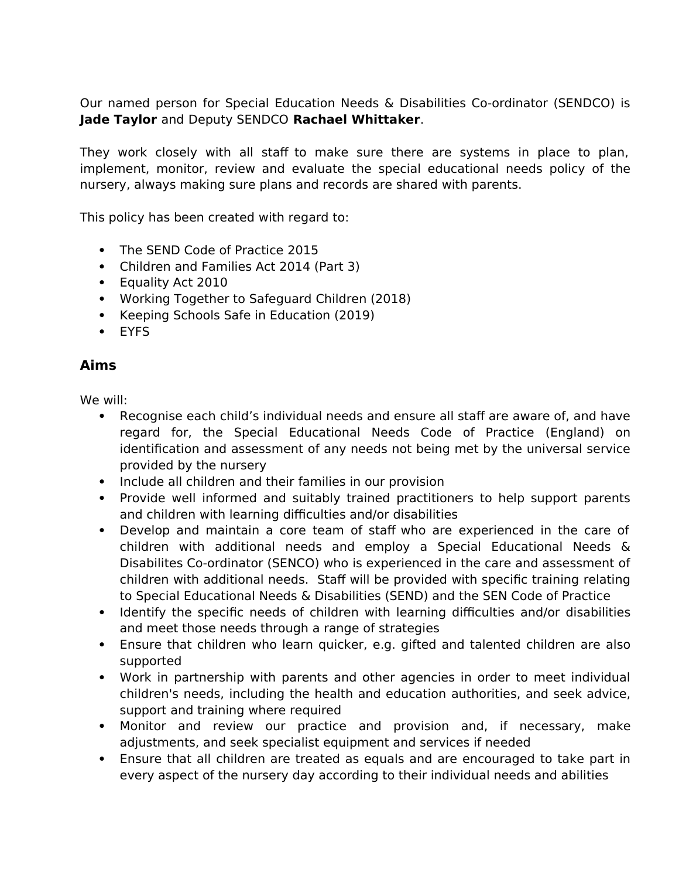Our named person for Special Education Needs & Disabilities Co-ordinator (SENDCO) is **Jade Taylor** and Deputy SENDCO **Rachael Whittaker**.

They work closely with all staff to make sure there are systems in place to plan, implement, monitor, review and evaluate the special educational needs policy of the nursery, always making sure plans and records are shared with parents.

This policy has been created with regard to:

- The SEND Code of Practice 2015
- Children and Families Act 2014 (Part 3)
- Equality Act 2010
- Working Together to Safeguard Children (2018)
- Keeping Schools Safe in Education (2019)
- EYFS

## Aims

We will:

- Recognise each child's individual needs and ensure all staff are aware of, and have regard for, the Special Educational Needs Code of Practice (England) on identification and assessment of any needs not being met by the universal service provided by the nursery
- Include all children and their families in our provision
- Provide well informed and suitably trained practitioners to help support parents and children with learning difficulties and/or disabilities
- Develop and maintain a core team of staff who are experienced in the care of children with additional needs and employ a Special Educational Needs & Disabilites Co-ordinator (SENCO) who is experienced in the care and assessment of children with additional needs. Staff will be provided with specific training relating to Special Educational Needs & Disabilities (SEND) and the SEN Code of Practice
- Identify the specific needs of children with learning difficulties and/or disabilities and meet those needs through a range of strategies
- Ensure that children who learn quicker, e.g. gifted and talented children are also supported
- Work in partnership with parents and other agencies in order to meet individual children's needs, including the health and education authorities, and seek advice, support and training where required
- Monitor and review our practice and provision and, if necessary, make adjustments, and seek specialist equipment and services if needed
- Ensure that all children are treated as equals and are encouraged to take part in every aspect of the nursery day according to their individual needs and abilities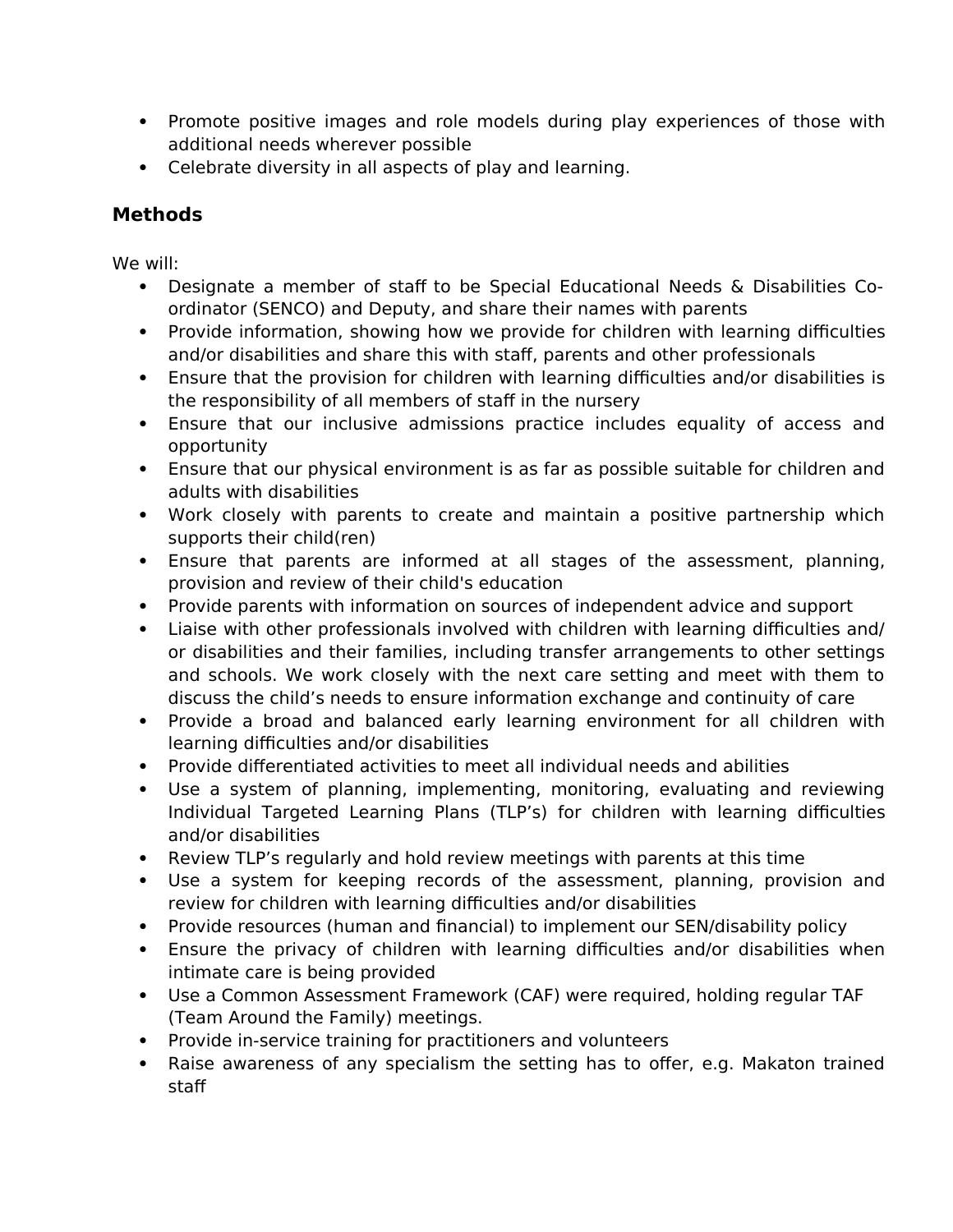- Promote positive images and role models during play experiences of those with additional needs wherever possible
- Celebrate diversity in all aspects of play and learning.

## Methods

We will:

- Designate a member of staff to be Special Educational Needs & Disabilities Co-ordinator (SENCO) and Deputy, and share their names with parents
- Provide information, showing how we provide for children with learning difficulties and/or disabilities and share this with staff, parents and other professionals
- Ensure that the provision for children with learning difficulties and/or disabilities is the responsibility of all members of staff in the nursery
- Ensure that our inclusive admissions practice includes equality of access and opportunity
- Ensure that our physical environment is as far as possible suitable for children and adults with disabilities
- Work closely with parents to create and maintain a positive partnership which supports their child(ren)
- Ensure that parents are informed at all stages of the assessment, planning, provision and review of their child's education
- Provide parents with information on sources of independent advice and support
- Liaise with other professionals involved with children with learning difficulties and/or disabilities and their families, including transfer arrangements to other settings and schools. We work closely with the next care setting and meet with them to discuss the child's needs to ensure information exchange and continuity of care
- Provide a broad and balanced early learning environment for all children with learning difficulties and/or disabilities
- Provide differentiated activities to meet all individual needs and abilities
- Use a system of planning, implementing, monitoring, evaluating and reviewing Individual Targeted Learning Plans (TLP's) for children with learning difficulties and/or disabilities
- Review TLP's regularly and hold review meetings with parents at this time
- Use a system for keeping records of the assessment, planning, provision and review for children with learning difficulties and/or disabilities
- Provide resources (human and financial) to implement our SEN/disability policy
- Ensure the privacy of children with learning difficulties and/or disabilities when intimate care is being provided
- Use a Common Assessment Framework (CAF) were required, holding regular TAF (Team Around the Family) meetings.
- Provide in-service training for practitioners and volunteers
- Raise awareness of any specialism the setting has to offer, e.g. Makaton trained staff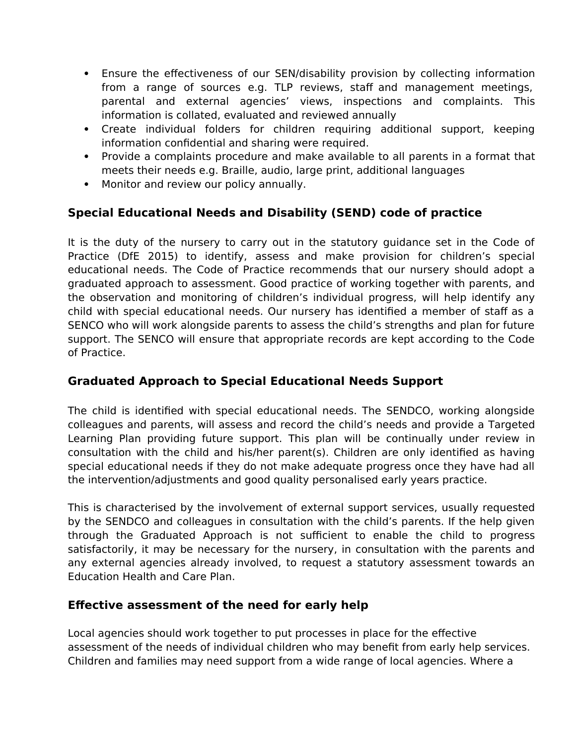- Ensure the effectiveness of our SEN/disability provision by collecting information from a range of sources e.g. TLP reviews, staff and management meetings, parental and external agencies' views, inspections and complaints. This information is collated, evaluated and reviewed annually
- Create individual folders for children requiring additional support, keeping information confidential and sharing were required.
- Provide a complaints procedure and make available to all parents in a format that meets their needs e.g. Braille, audio, large print, additional languages
- Monitor and review our policy annually.

## Special Educational Needs and Disability (SEND) code of practice

It is the duty of the nursery to carry out in the statutory guidance set in the Code of Practice (DfE 2015) to identify, assess and make provision for children's special educational needs. The Code of Practice recommends that our nursery should adopt a graduated approach to assessment. Good practice of working together with parents, and the observation and monitoring of children's individual progress, will help identify any child with special educational needs. Our nursery has identified a member of staff as a SENCO who will work alongside parents to assess the child's strengths and plan for future support. The SENCO will ensure that appropriate records are kept according to the Code of Practice.

## Graduated Approach to Special Educational Needs Support

The child is identified with special educational needs. The SENDCO, working alongside colleagues and parents, will assess and record the child's needs and provide a Targeted Learning Plan providing future support. This plan will be continually under review in consultation with the child and his/her parent(s). Children are only identified as having special educational needs if they do not make adequate progress once they have had all the intervention/adjustments and good quality personalised early years practice.

This is characterised by the involvement of external support services, usually requested by the SENDCO and colleagues in consultation with the child's parents. If the help given through the Graduated Approach is not sufficient to enable the child to progress satisfactorily, it may be necessary for the nursery, in consultation with the parents and any external agencies already involved, to request a statutory assessment towards an Education Health and Care Plan.

## Effective assessment of the need for early help

Local agencies should work together to put processes in place for the effective assessment of the needs of individual children who may benefit from early help services. Children and families may need support from a wide range of local agencies. Where a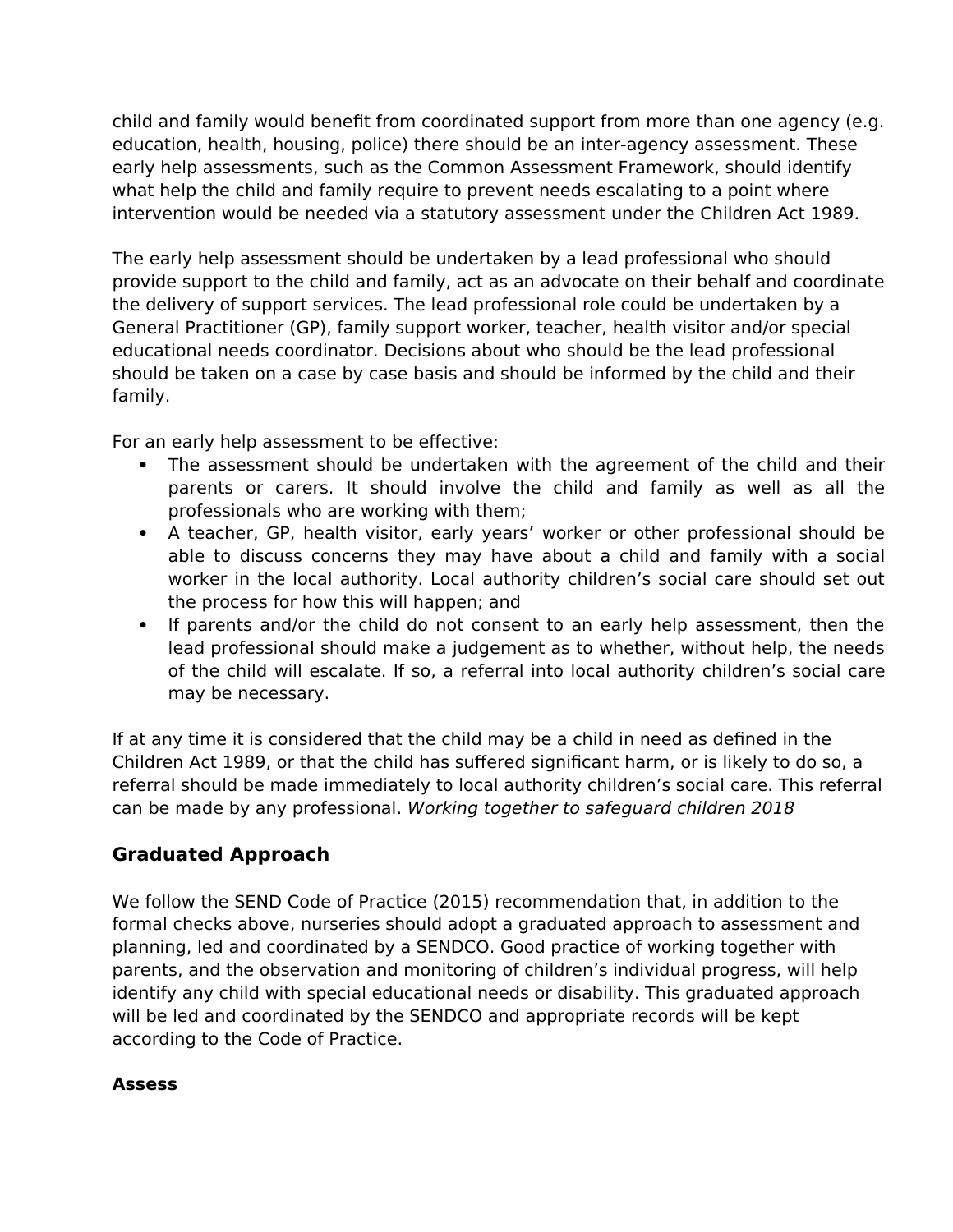child and family would benefit from coordinated support from more than one agency (e.g. education, health, housing, police) there should be an inter-agency assessment. These early help assessments, such as the Common Assessment Framework, should identify what help the child and family require to prevent needs escalating to a point where intervention would be needed via a statutory assessment under the Children Act 1989.

The early help assessment should be undertaken by a lead professional who should provide support to the child and family, act as an advocate on their behalf and coordinate the delivery of support services. The lead professional role could be undertaken by a General Practitioner (GP), family support worker, teacher, health visitor and/or special educational needs coordinator. Decisions about who should be the lead professional should be taken on a case by case basis and should be informed by the child and their family.

For an early help assessment to be effective:

- The assessment should be undertaken with the agreement of the child and their parents or carers. It should involve the child and family as well as all the professionals who are working with them;
- A teacher, GP, health visitor, early years' worker or other professional should be able to discuss concerns they may have about a child and family with a social worker in the local authority. Local authority children's social care should set out the process for how this will happen; and
- If parents and/or the child do not consent to an early help assessment, then the lead professional should make a judgement as to whether, without help, the needs of the child will escalate. If so, a referral into local authority children's social care may be necessary.

If at any time it is considered that the child may be a child in need as defined in the Children Act 1989, or that the child has suffered significant harm, or is likely to do so, a referral should be made immediately to local authority children's social care. This referral can be made by any professional. *Working together to safeguard children 2018*

## Graduated Approach

We follow the SEND Code of Practice (2015) recommendation that, in addition to the formal checks above, nurseries should adopt a graduated approach to assessment and planning, led and coordinated by a SENDCO. Good practice of working together with parents, and the observation and monitoring of children's individual progress, will help identify any child with special educational needs or disability. This graduated approach will be led and coordinated by the SENDCO and appropriate records will be kept according to the Code of Practice.

**Assess**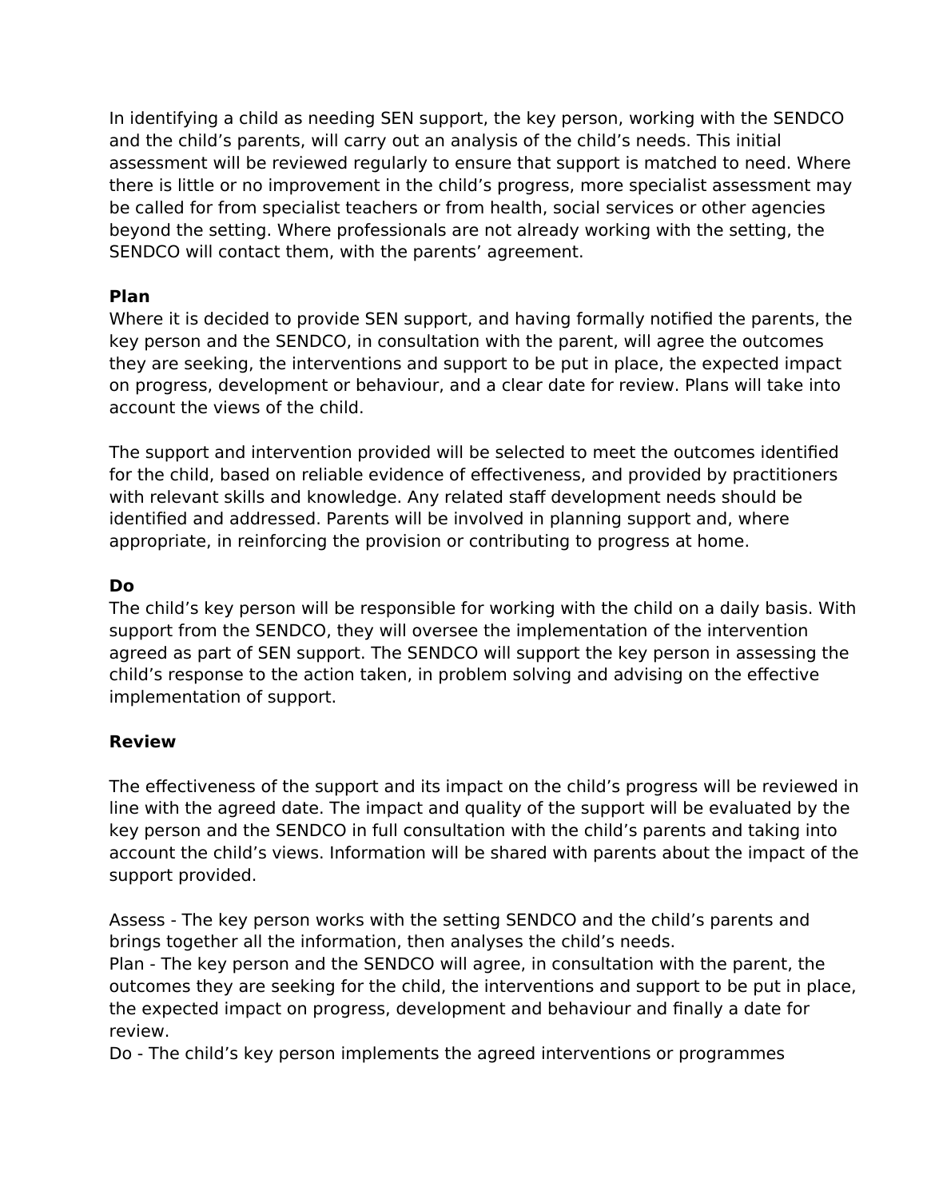In identifying a child as needing SEN support, the key person, working with the SENDCO and the child's parents, will carry out an analysis of the child's needs. This initial assessment will be reviewed regularly to ensure that support is matched to need. Where there is little or no improvement in the child's progress, more specialist assessment may be called for from specialist teachers or from health, social services or other agencies beyond the setting. Where professionals are not already working with the setting, the SENDCO will contact them, with the parents' agreement.

**Plan**

Where it is decided to provide SEN support, and having formally notified the parents, the key person and the SENDCO, in consultation with the parent, will agree the outcomes they are seeking, the interventions and support to be put in place, the expected impact on progress, development or behaviour, and a clear date for review. Plans will take into account the views of the child.

The support and intervention provided will be selected to meet the outcomes identified for the child, based on reliable evidence of effectiveness, and provided by practitioners with relevant skills and knowledge. Any related staff development needs should be identified and addressed. Parents will be involved in planning support and, where appropriate, in reinforcing the provision or contributing to progress at home.

**Do**

The child's key person will be responsible for working with the child on a daily basis. With support from the SENDCO, they will oversee the implementation of the intervention agreed as part of SEN support. The SENDCO will support the key person in assessing the child's response to the action taken, in problem solving and advising on the effective implementation of support.

**Review**

The effectiveness of the support and its impact on the child's progress will be reviewed in line with the agreed date. The impact and quality of the support will be evaluated by the key person and the SENDCO in full consultation with the child's parents and taking into account the child's views. Information will be shared with parents about the impact of the support provided.

Assess - The key person works with the setting SENDCO and the child's parents and brings together all the information, then analyses the child's needs.
Plan - The key person and the SENDCO will agree, in consultation with the parent, the outcomes they are seeking for the child, the interventions and support to be put in place, the expected impact on progress, development and behaviour and finally a date for review.
Do - The child's key person implements the agreed interventions or programmes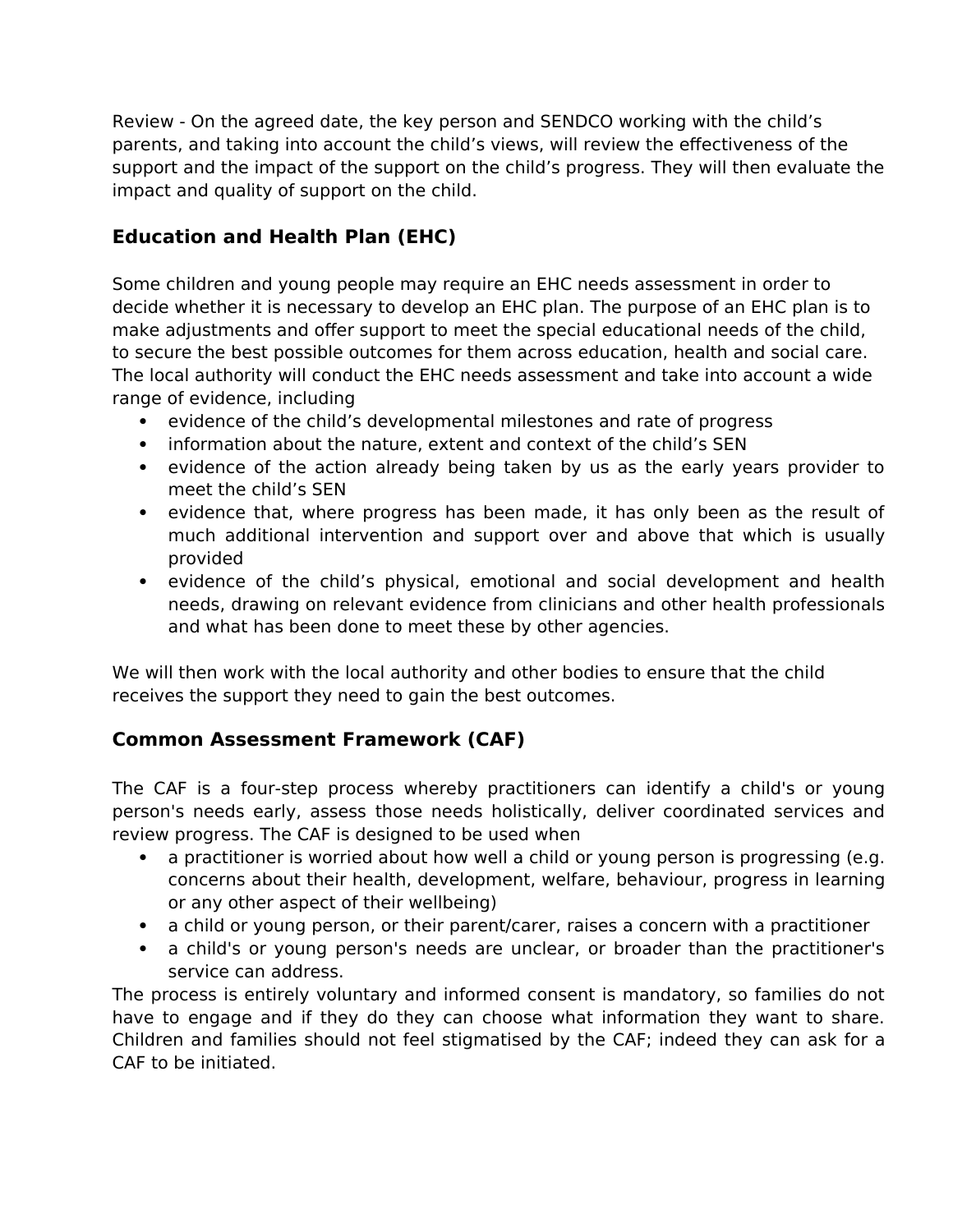Review - On the agreed date, the key person and SENDCO working with the child's parents, and taking into account the child's views, will review the effectiveness of the support and the impact of the support on the child's progress. They will then evaluate the impact and quality of support on the child.

## Education and Health Plan (EHC)

Some children and young people may require an EHC needs assessment in order to decide whether it is necessary to develop an EHC plan. The purpose of an EHC plan is to make adjustments and offer support to meet the special educational needs of the child, to secure the best possible outcomes for them across education, health and social care. The local authority will conduct the EHC needs assessment and take into account a wide range of evidence, including

- evidence of the child's developmental milestones and rate of progress
- information about the nature, extent and context of the child's SEN
- evidence of the action already being taken by us as the early years provider to meet the child's SEN
- evidence that, where progress has been made, it has only been as the result of much additional intervention and support over and above that which is usually provided
- evidence of the child's physical, emotional and social development and health needs, drawing on relevant evidence from clinicians and other health professionals and what has been done to meet these by other agencies.

We will then work with the local authority and other bodies to ensure that the child receives the support they need to gain the best outcomes.

## Common Assessment Framework (CAF)

The CAF is a four-step process whereby practitioners can identify a child's or young person's needs early, assess those needs holistically, deliver coordinated services and review progress. The CAF is designed to be used when

- a practitioner is worried about how well a child or young person is progressing (e.g. concerns about their health, development, welfare, behaviour, progress in learning or any other aspect of their wellbeing)
- a child or young person, or their parent/carer, raises a concern with a practitioner
- a child's or young person's needs are unclear, or broader than the practitioner's service can address.

The process is entirely voluntary and informed consent is mandatory, so families do not have to engage and if they do they can choose what information they want to share. Children and families should not feel stigmatised by the CAF; indeed they can ask for a CAF to be initiated.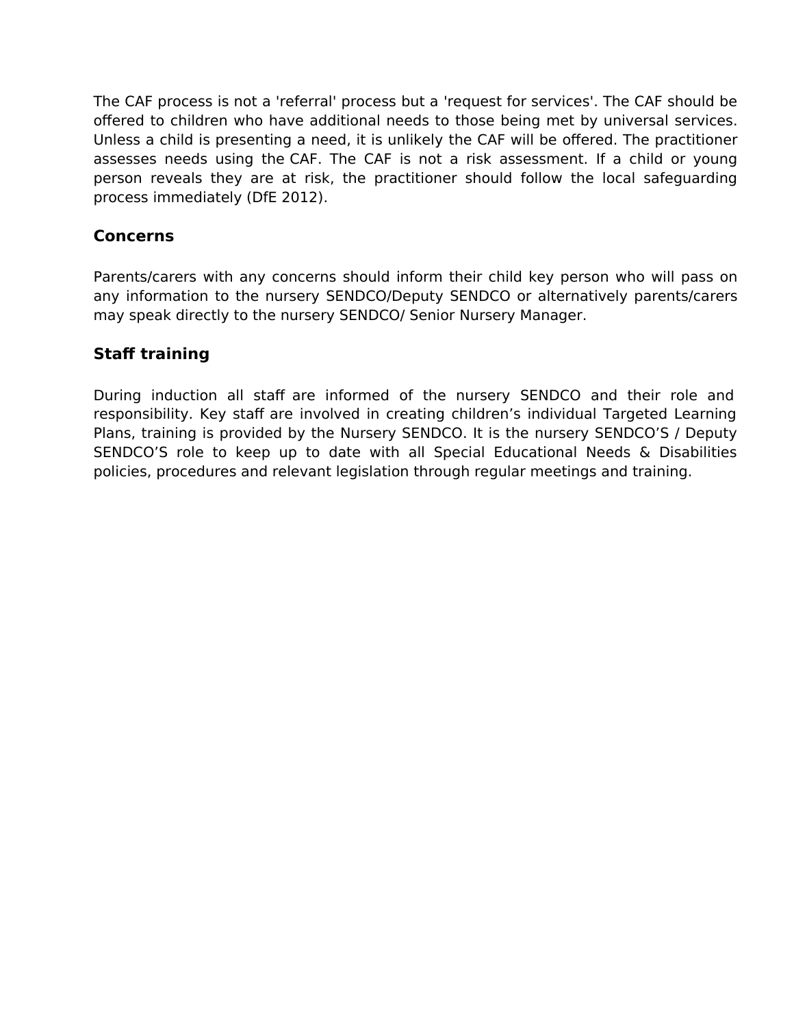The CAF process is not a 'referral' process but a 'request for services'. The CAF should be offered to children who have additional needs to those being met by universal services. Unless a child is presenting a need, it is unlikely the CAF will be offered. The practitioner assesses needs using the CAF. The CAF is not a risk assessment. If a child or young person reveals they are at risk, the practitioner should follow the local safeguarding process immediately (DfE 2012).

## Concerns

Parents/carers with any concerns should inform their child key person who will pass on any information to the nursery SENDCO/Deputy SENDCO or alternatively parents/carers may speak directly to the nursery SENDCO/ Senior Nursery Manager.

## Staff training

During induction all staff are informed of the nursery SENDCO and their role and responsibility. Key staff are involved in creating children's individual Targeted Learning Plans, training is provided by the Nursery SENDCO. It is the nursery SENDCO'S / Deputy SENDCO'S role to keep up to date with all Special Educational Needs & Disabilities policies, procedures and relevant legislation through regular meetings and training.